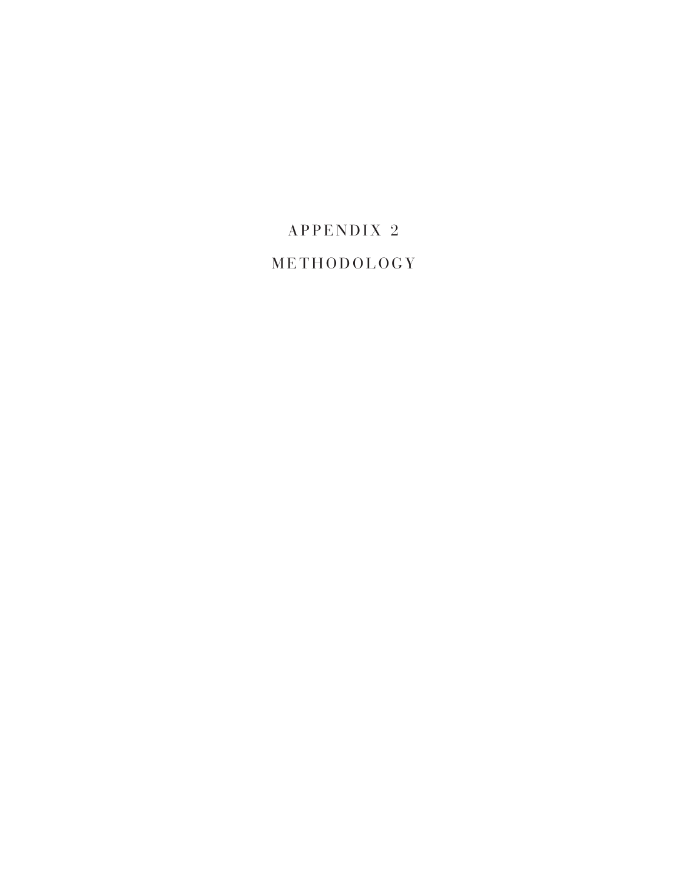# APPENDIX 2

# METHODOLOGY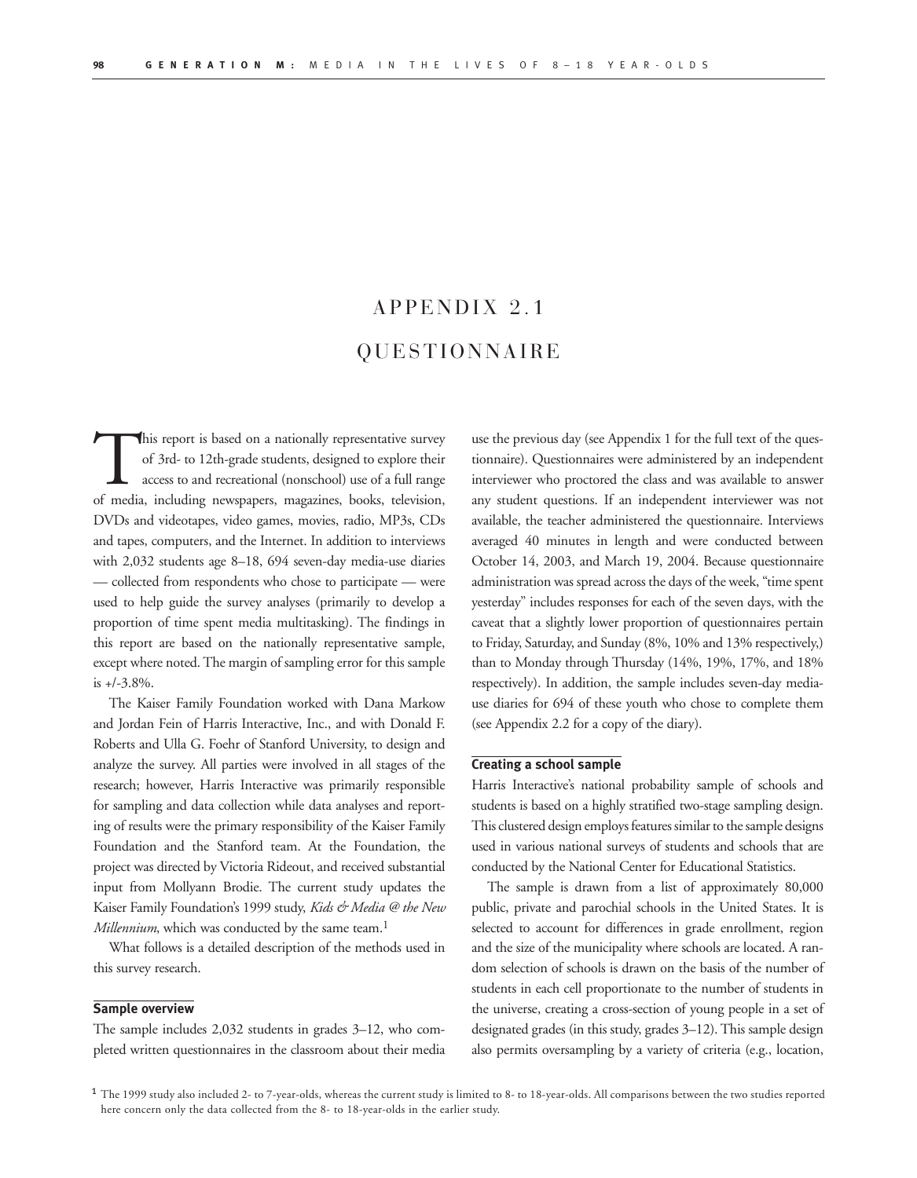# APPENDIX 2.1

# QUESTIONNAIRE

This report is based on a nationally representative survey of 3rd- to 12th-grade students, designed to explore their access to and recreational (nonschool) use of a full range of media, including newspapers, magazines, books, television, DVDs and videotapes, video games, movies, radio, MP3s, CDs and tapes, computers, and the Internet. In addition to interviews with 2,032 students age 8–18, 694 seven-day media-use diaries — collected from respondents who chose to participate — were used to help guide the survey analyses (primarily to develop a proportion of time spent media multitasking). The findings in this report are based on the nationally representative sample, except where noted. The margin of sampling error for this sample is +/-3.8%.

The Kaiser Family Foundation worked with Dana Markow and Jordan Fein of Harris Interactive, Inc., and with Donald F. Roberts and Ulla G. Foehr of Stanford University, to design and analyze the survey. All parties were involved in all stages of the research; however, Harris Interactive was primarily responsible for sampling and data collection while data analyses and reporting of results were the primary responsibility of the Kaiser Family Foundation and the Stanford team. At the Foundation, the project was directed by Victoria Rideout, and received substantial input from Mollyann Brodie. The current study updates the Kaiser Family Foundation's 1999 study, *Kids & Media @ the New Millennium*, which was conducted by the same team.[1]

What follows is a detailed description of the methods used in this survey research.

### Sample overview

The sample includes 2,032 students in grades 3–12, who completed written questionnaires in the classroom about their media use the previous day (see Appendix 1 for the full text of the questionnaire). Questionnaires were administered by an independent interviewer who proctored the class and was available to answer any student questions. If an independent interviewer was not available, the teacher administered the questionnaire. Interviews averaged 40 minutes in length and were conducted between October 14, 2003, and March 19, 2004. Because questionnaire administration was spread across the days of the week, "time spent yesterday" includes responses for each of the seven days, with the caveat that a slightly lower proportion of questionnaires pertain to Friday, Saturday, and Sunday (8%, 10% and 13% respectively,) than to Monday through Thursday (14%, 19%, 17%, and 18% respectively). In addition, the sample includes seven-day media-use diaries for 694 of these youth who chose to complete them (see Appendix 2.2 for a copy of the diary).

### Creating a school sample

Harris Interactive's national probability sample of schools and students is based on a highly stratified two-stage sampling design. This clustered design employs features similar to the sample designs used in various national surveys of students and schools that are conducted by the National Center for Educational Statistics.

The sample is drawn from a list of approximately 80,000 public, private and parochial schools in the United States. It is selected to account for differences in grade enrollment, region and the size of the municipality where schools are located. A random selection of schools is drawn on the basis of the number of students in each cell proportionate to the number of students in the universe, creating a cross-section of young people in a set of designated grades (in this study, grades 3–12). This sample design also permits oversampling by a variety of criteria (e.g., location,

[1] The 1999 study also included 2- to 7-year-olds, whereas the current study is limited to 8- to 18-year-olds. All comparisons between the two studies reported here concern only the data collected from the 8- to 18-year-olds in the earlier study.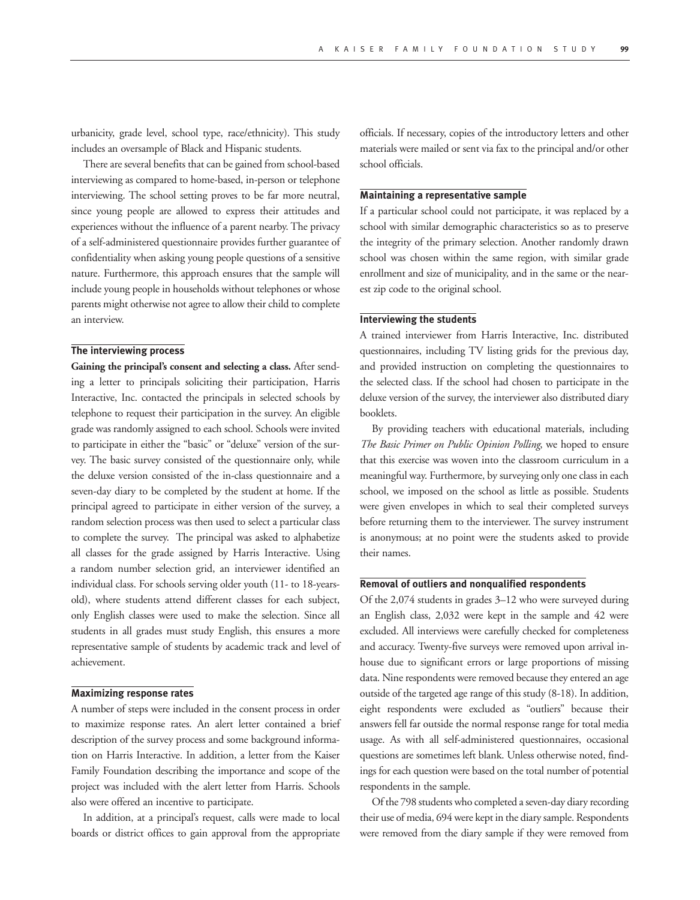urbanicity, grade level, school type, race/ethnicity). This study includes an oversample of Black and Hispanic students.

There are several benefits that can be gained from school-based interviewing as compared to home-based, in-person or telephone interviewing. The school setting proves to be far more neutral, since young people are allowed to express their attitudes and experiences without the influence of a parent nearby. The privacy of a self-administered questionnaire provides further guarantee of confidentiality when asking young people questions of a sensitive nature. Furthermore, this approach ensures that the sample will include young people in households without telephones or whose parents might otherwise not agree to allow their child to complete an interview.

### The interviewing process

**Gaining the principal's consent and selecting a class.** After sending a letter to principals soliciting their participation, Harris Interactive, Inc. contacted the principals in selected schools by telephone to request their participation in the survey. An eligible grade was randomly assigned to each school. Schools were invited to participate in either the "basic" or "deluxe" version of the survey. The basic survey consisted of the questionnaire only, while the deluxe version consisted of the in-class questionnaire and a seven-day diary to be completed by the student at home. If the principal agreed to participate in either version of the survey, a random selection process was then used to select a particular class to complete the survey. The principal was asked to alphabetize all classes for the grade assigned by Harris Interactive. Using a random number selection grid, an interviewer identified an individual class. For schools serving older youth (11- to 18-years-old), where students attend different classes for each subject, only English classes were used to make the selection. Since all students in all grades must study English, this ensures a more representative sample of students by academic track and level of achievement.

### Maximizing response rates

A number of steps were included in the consent process in order to maximize response rates. An alert letter contained a brief description of the survey process and some background information on Harris Interactive. In addition, a letter from the Kaiser Family Foundation describing the importance and scope of the project was included with the alert letter from Harris. Schools also were offered an incentive to participate.

In addition, at a principal's request, calls were made to local boards or district offices to gain approval from the appropriate officials. If necessary, copies of the introductory letters and other materials were mailed or sent via fax to the principal and/or other school officials.

### Maintaining a representative sample

If a particular school could not participate, it was replaced by a school with similar demographic characteristics so as to preserve the integrity of the primary selection. Another randomly drawn school was chosen within the same region, with similar grade enrollment and size of municipality, and in the same or the nearest zip code to the original school.

### Interviewing the students

A trained interviewer from Harris Interactive, Inc. distributed questionnaires, including TV listing grids for the previous day, and provided instruction on completing the questionnaires to the selected class. If the school had chosen to participate in the deluxe version of the survey, the interviewer also distributed diary booklets.

By providing teachers with educational materials, including *The Basic Primer on Public Opinion Polling*, we hoped to ensure that this exercise was woven into the classroom curriculum in a meaningful way. Furthermore, by surveying only one class in each school, we imposed on the school as little as possible. Students were given envelopes in which to seal their completed surveys before returning them to the interviewer. The survey instrument is anonymous; at no point were the students asked to provide their names.

### Removal of outliers and nonqualified respondents

Of the 2,074 students in grades 3–12 who were surveyed during an English class, 2,032 were kept in the sample and 42 were excluded. All interviews were carefully checked for completeness and accuracy. Twenty-five surveys were removed upon arrival in-house due to significant errors or large proportions of missing data. Nine respondents were removed because they entered an age outside of the targeted age range of this study (8-18). In addition, eight respondents were excluded as "outliers" because their answers fell far outside the normal response range for total media usage. As with all self-administered questionnaires, occasional questions are sometimes left blank. Unless otherwise noted, findings for each question were based on the total number of potential respondents in the sample.

Of the 798 students who completed a seven-day diary recording their use of media, 694 were kept in the diary sample. Respondents were removed from the diary sample if they were removed from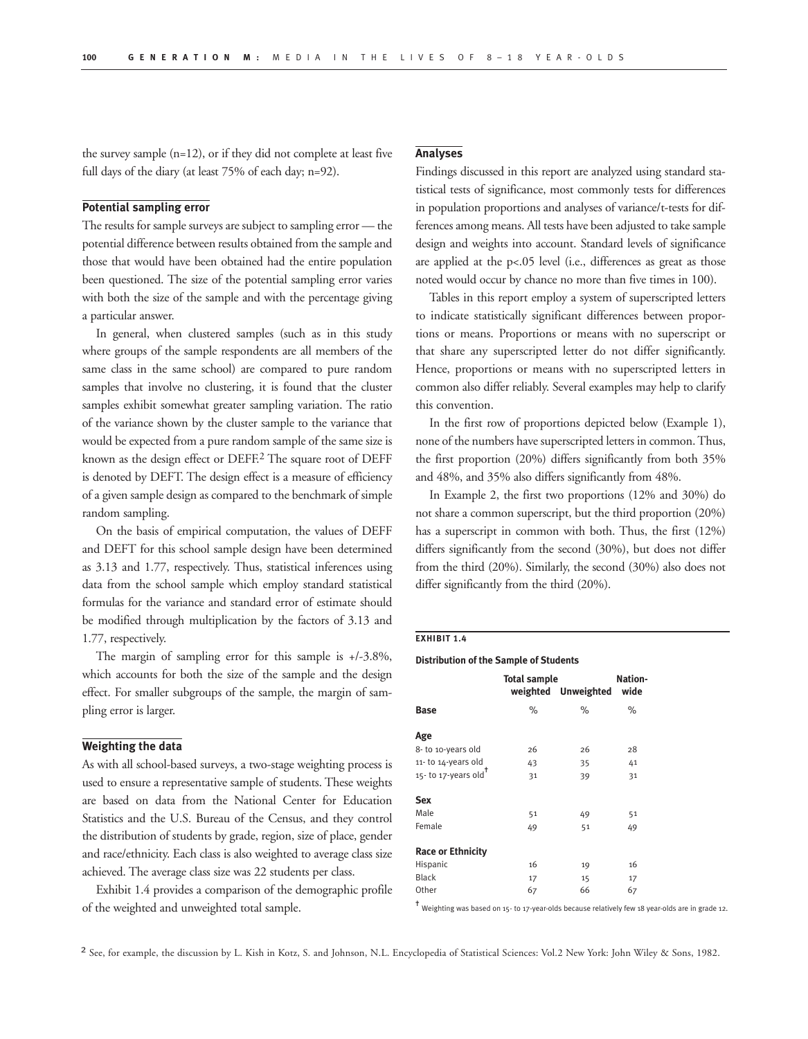the survey sample (n=12), or if they did not complete at least five full days of the diary (at least 75% of each day; n=92).

### Potential sampling error

The results for sample surveys are subject to sampling error — the potential difference between results obtained from the sample and those that would have been obtained had the entire population been questioned. The size of the potential sampling error varies with both the size of the sample and with the percentage giving a particular answer.

In general, when clustered samples (such as in this study where groups of the sample respondents are all members of the same class in the same school) are compared to pure random samples that involve no clustering, it is found that the cluster samples exhibit somewhat greater sampling variation. The ratio of the variance shown by the cluster sample to the variance that would be expected from a pure random sample of the same size is known as the design effect or DEFF.[2] The square root of DEFF is denoted by DEFT. The design effect is a measure of efficiency of a given sample design as compared to the benchmark of simple random sampling.

On the basis of empirical computation, the values of DEFF and DEFT for this school sample design have been determined as 3.13 and 1.77, respectively. Thus, statistical inferences using data from the school sample which employ standard statistical formulas for the variance and standard error of estimate should be modified through multiplication by the factors of 3.13 and 1.77, respectively.

The margin of sampling error for this sample is +/-3.8%, which accounts for both the size of the sample and the design effect. For smaller subgroups of the sample, the margin of sampling error is larger.

### Weighting the data

As with all school-based surveys, a two-stage weighting process is used to ensure a representative sample of students. These weights are based on data from the National Center for Education Statistics and the U.S. Bureau of the Census, and they control the distribution of students by grade, region, size of place, gender and race/ethnicity. Each class is also weighted to average class size achieved. The average class size was 22 students per class.

Exhibit 1.4 provides a comparison of the demographic profile of the weighted and unweighted total sample.

### Analyses

Findings discussed in this report are analyzed using standard statistical tests of significance, most commonly tests for differences in population proportions and analyses of variance/t-tests for differences among means. All tests have been adjusted to take sample design and weights into account. Standard levels of significance are applied at the $p<.05$ level (i.e., differences as great as those noted would occur by chance no more than five times in 100).

Tables in this report employ a system of superscripted letters to indicate statistically significant differences between proportions or means. Proportions or means with no superscript or that share any superscripted letter do not differ significantly. Hence, proportions or means with no superscripted letters in common also differ reliably. Several examples may help to clarify this convention.

In the first row of proportions depicted below (Example 1), none of the numbers have superscripted letters in common. Thus, the first proportion (20%) differs significantly from both 35% and 48%, and 35% also differs significantly from 48%.

In Example 2, the first two proportions (12% and 30%) do not share a common superscript, but the third proportion (20%) has a superscript in common with both. Thus, the first (12%) differs significantly from the second (30%), but does not differ from the third (20%). Similarly, the second (30%) also does not differ significantly from the third (20%).

**EXHIBIT 1.4**

**Distribution of the Sample of Students**

| | Total sample weighted | Unweighted | Nation-wide |
|---|---|---|---|
| **Base** | % | % | % |
| **Age** | | | |
| 8- to 10-years old | 26 | 26 | 28 |
| 11- to 14-years old | 43 | 35 | 41 |
| 15- to 17-years old† | 31 | 39 | 31 |
| **Sex** | | | |
| Male | 51 | 49 | 51 |
| Female | 49 | 51 | 49 |
| **Race or Ethnicity** | | | |
| Hispanic | 16 | 19 | 16 |
| Black | 17 | 15 | 17 |
| Other | 67 | 66 | 67 |

† Weighting was based on 15- to 17-year-olds because relatively few 18 year-olds are in grade 12.

[2] See, for example, the discussion by L. Kish in Kotz, S. and Johnson, N.L. Encyclopedia of Statistical Sciences: Vol.2 New York: John Wiley & Sons, 1982.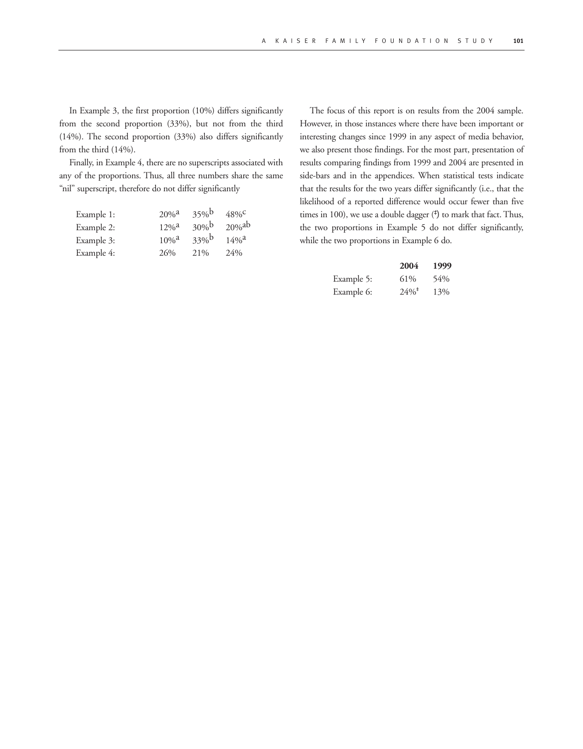In Example 3, the first proportion (10%) differs significantly from the second proportion (33%), but not from the third (14%). The second proportion (33%) also differs significantly from the third (14%).

Finally, in Example 4, there are no superscripts associated with any of the proportions. Thus, all three numbers share the same "nil" superscript, therefore do not differ significantly

| | | | |
|---|---|---|---|
| Example 1: | 20%[a] | 35%[b] | 48%[c] |
| Example 2: | 12%[a] | 30%[b] | 20%[ab] |
| Example 3: | 10%[a] | 33%[b] | 14%[a] |
| Example 4: | 26% | 21% | 24% |

The focus of this report is on results from the 2004 sample. However, in those instances where there have been important or interesting changes since 1999 in any aspect of media behavior, we also present those findings. For the most part, presentation of results comparing findings from 1999 and 2004 are presented in side-bars and in the appendices. When statistical tests indicate that the results for the two years differ significantly (i.e., that the likelihood of a reported difference would occur fewer than five times in 100), we use a double dagger (‡) to mark that fact. Thus, the two proportions in Example 5 do not differ significantly, while the two proportions in Example 6 do.

| | **2004** | **1999** |
|---|---|---|
| Example 5: | 61% | 54% |
| Example 6: | 24%‡ | 13% |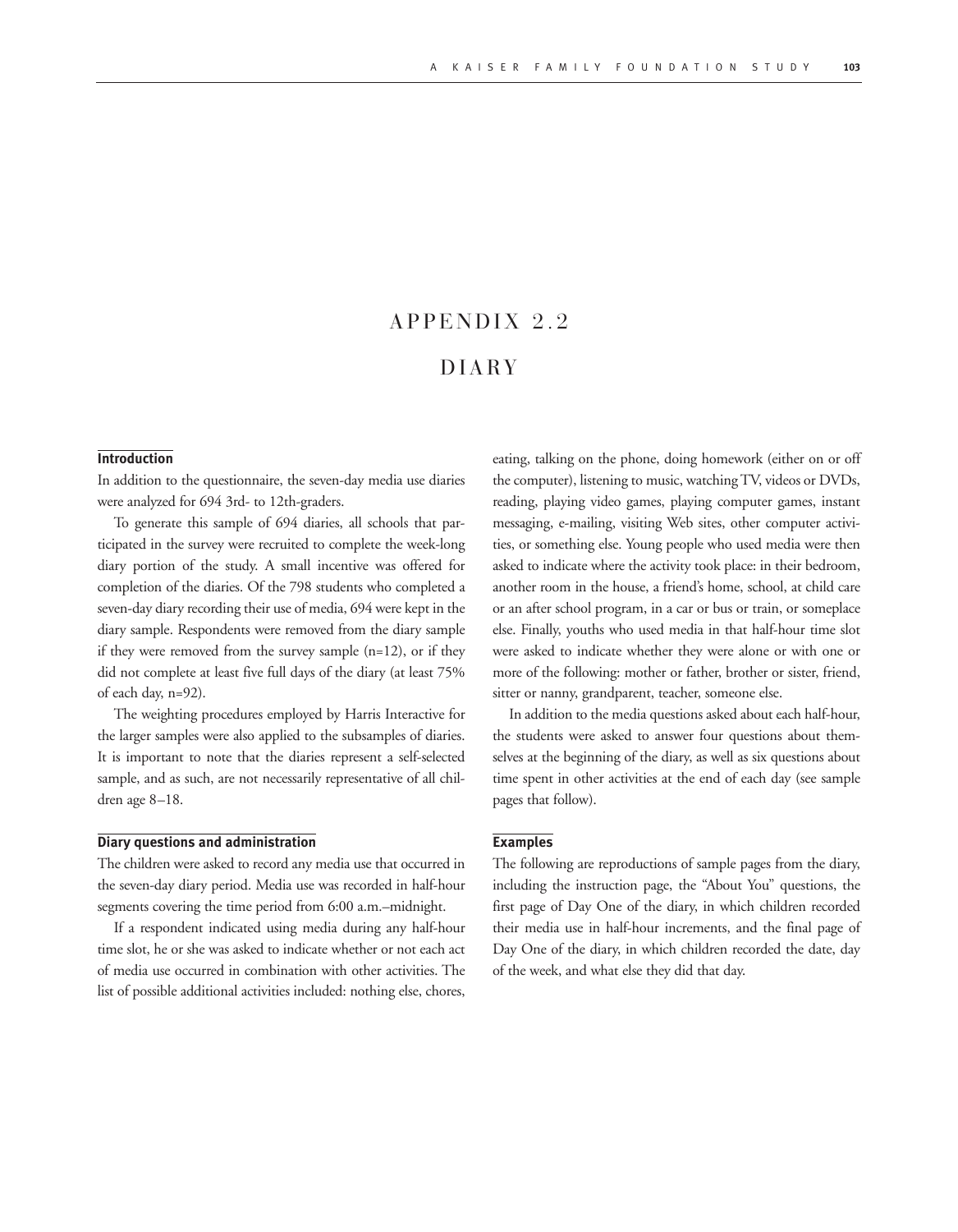# APPENDIX 2.2

# DIARY

## Introduction

In addition to the questionnaire, the seven-day media use diaries were analyzed for 694 3rd- to 12th-graders.

To generate this sample of 694 diaries, all schools that participated in the survey were recruited to complete the week-long diary portion of the study. A small incentive was offered for completion of the diaries. Of the 798 students who completed a seven-day diary recording their use of media, 694 were kept in the diary sample. Respondents were removed from the diary sample if they were removed from the survey sample (n=12), or if they did not complete at least five full days of the diary (at least 75% of each day, n=92).

The weighting procedures employed by Harris Interactive for the larger samples were also applied to the subsamples of diaries. It is important to note that the diaries represent a self-selected sample, and as such, are not necessarily representative of all children age 8–18.

## Diary questions and administration

The children were asked to record any media use that occurred in the seven-day diary period. Media use was recorded in half-hour segments covering the time period from 6:00 a.m.–midnight.

If a respondent indicated using media during any half-hour time slot, he or she was asked to indicate whether or not each act of media use occurred in combination with other activities. The list of possible additional activities included: nothing else, chores, eating, talking on the phone, doing homework (either on or off the computer), listening to music, watching TV, videos or DVDs, reading, playing video games, playing computer games, instant messaging, e-mailing, visiting Web sites, other computer activities, or something else. Young people who used media were then asked to indicate where the activity took place: in their bedroom, another room in the house, a friend's home, school, at child care or an after school program, in a car or bus or train, or someplace else. Finally, youths who used media in that half-hour time slot were asked to indicate whether they were alone or with one or more of the following: mother or father, brother or sister, friend, sitter or nanny, grandparent, teacher, someone else.

In addition to the media questions asked about each half-hour, the students were asked to answer four questions about themselves at the beginning of the diary, as well as six questions about time spent in other activities at the end of each day (see sample pages that follow).

## Examples

The following are reproductions of sample pages from the diary, including the instruction page, the "About You" questions, the first page of Day One of the diary, in which children recorded their media use in half-hour increments, and the final page of Day One of the diary, in which children recorded the date, day of the week, and what else they did that day.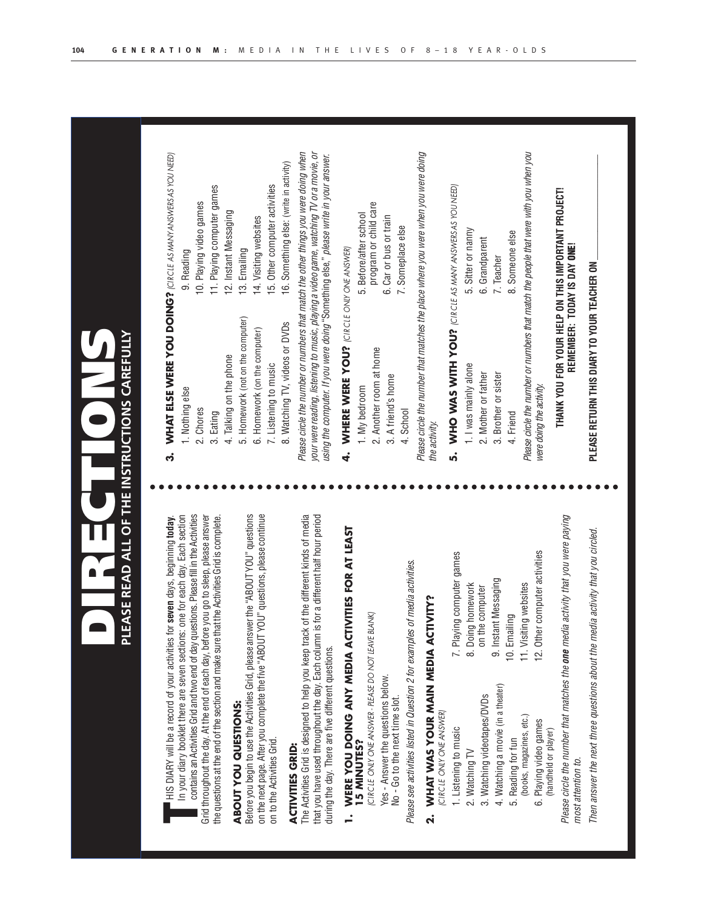# DIRECTIONS

## PLEASE READ ALL OF THE INSTRUCTIONS CAREFULLY

THIS DIARY will be a record of your activities for **seven** days, beginning **today**. In your diary booklet there are seven sections: one for each day. Each section contains an Activities Grid and two end of day questions. Please fill in the Activities Grid throughout the day. At the end of each day, before you go to sleep, please answer the questions at the end of the section and make sure that the Activities Grid is complete.

### ABOUT YOU QUESTIONS:

Before you begin to use the Activities Grid, please answer the "ABOUT YOU" questions on the next page. After you complete the five "ABOUT YOU" questions, please continue on to the Activities Grid.

### ACTIVITIES GRID:

The Activities Grid is designed to help you keep track of the different kinds of media that you have used throughout the day. Each column is for a different half hour period during the day. There are five different questions.

### 1. WERE YOU DOING ANY MEDIA ACTIVITIES FOR AT LEAST 15 MINUTES?

*(CIRCLE ONLY ONE ANSWER - PLEASE DO NOT LEAVE BLANK)*

Yes - Answer the questions below.
No - Go to the next time slot.

*Please see activities listed in Question 2 for examples of media activities.*

### 2. WHAT WAS YOUR MAIN MEDIA ACTIVITY?

*(CIRCLE ONLY ONE ANSWER)*

1. Listening to music
2. Watching TV
3. Watching videotapes/DVDs
4. Watching a movie (in a theater)
5. Reading for fun (books, magazines, etc.)
6. Playing video games (handheld or player)
7. Playing computer games
8. Doing homework on the computer
9. Instant Messaging
10. Emailing
11. Visiting websites
12. Other computer activities

*Please circle the number that matches the **one** media activity that you were paying most attention to.*

*Then answer the next three questions about the media activity that you circled.*

### 3. WHAT ELSE WERE YOU DOING?

*(CIRCLE AS MANY ANSWERS AS YOU NEED)*

1. Nothing else
2. Chores
3. Eating
4. Talking on the phone
5. Homework (not on the computer)
6. Homework (on the computer)
7. Listening to music
8. Watching TV, videos or DVDs
9. Reading
10. Playing video games
11. Playing computer games
12. Instant Messaging
13. Emailing
14. Visiting websites
15. Other computer activities
16. Something else: (write in activity)

*Please circle the number or numbers that match the other things you were doing when your were reading, listening to music, playing a video game, watching TV or a movie, or using the computer. If you were doing* "Something else," *please write in your answer.*

### 4. WHERE WERE YOU?

*(CIRCLE ONLY ONE ANSWER)*

1. My bedroom
2. Another room at home
3. A friend's home
4. School
5. Before/after school program or child care
6. Car or bus or train
7. Someplace else

*Please circle the number that matches the place where you were when you were doing the activity.*

### 5. WHO WAS WITH YOU?

*(CIRCLE AS MANY ANSWERS AS YOU NEED)*

1. I was mainly alone
2. Mother or father
3. Brother or sister
4. Friend
5. Sitter or nanny
6. Grandparent
7. Teacher
8. Someone else

*Please circle the number or numbers that match the people that were with you when you were doing the activity.*

**THANK YOU FOR YOUR HELP ON THIS IMPORTANT PROJECT!**
**REMEMBER: TODAY IS DAY ONE!**

**PLEASE RETURN THIS DIARY TO YOUR TEACHER ON** ____________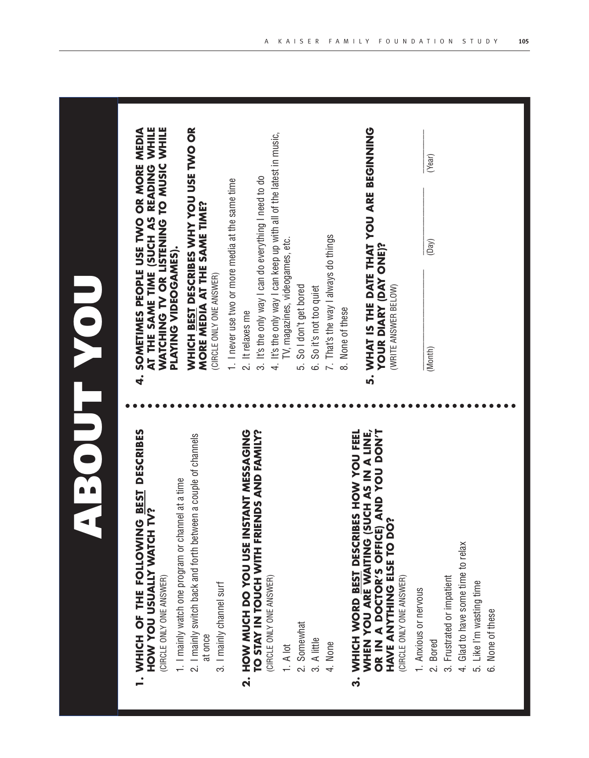# ABOUT YOU

## 1. WHICH OF THE FOLLOWING BEST DESCRIBES HOW YOU USUALLY WATCH TV?

(CIRCLE ONLY ONE ANSWER)

1. I mainly watch one program or channel at a time
2. I mainly switch back and forth between a couple of channels at once
3. I mainly channel surf

## 2. HOW MUCH DO YOU USE INSTANT MESSAGING TO STAY IN TOUCH WITH FRIENDS AND FAMILY?

(CIRCLE ONLY ONE ANSWER)

1. A lot
2. Somewhat
3. A little
4. None

## 3. WHICH WORD BEST DESCRIBES HOW YOU FEEL WHEN YOU ARE WAITING (SUCH AS IN A LINE, OR IN A DOCTOR'S OFFICE) AND YOU DON'T HAVE ANYTHING ELSE TO DO?

(CIRCLE ONLY ONE ANSWER)

1. Anxious or nervous
2. Bored
3. Frustrated or impatient
4. Glad to have some time to relax
5. Like I'm wasting time
6. None of these

## 4. SOMETIMES PEOPLE USE TWO OR MORE MEDIA AT THE SAME TIME (SUCH AS READING WHILE WATCHING TV OR LISTENING TO MUSIC WHILE PLAYING VIDEOGAMES).

**WHICH BEST DESCRIBES WHY YOU USE TWO OR MORE MEDIA AT THE SAME TIME?**

(CIRCLE ONLY ONE ANSWER)

1. I never use two or more media at the same time
2. It relaxes me
3. It's the only way I can do everything I need to do
4. It's the only way I can keep up with all of the latest in music, TV, magazines, videogames, etc.
5. So I don't get bored
6. So it's not too quiet
7. That's the way I always do things
8. None of these

## 5. WHAT IS THE DATE THAT YOU ARE BEGINNING YOUR DIARY (DAY ONE)?

(WRITE ANSWER BELOW)

\_\_\_\_\_\_\_\_\_\_ (Month) \_\_\_\_\_\_\_\_\_\_ (Day) \_\_\_\_\_\_\_\_\_\_ (Year)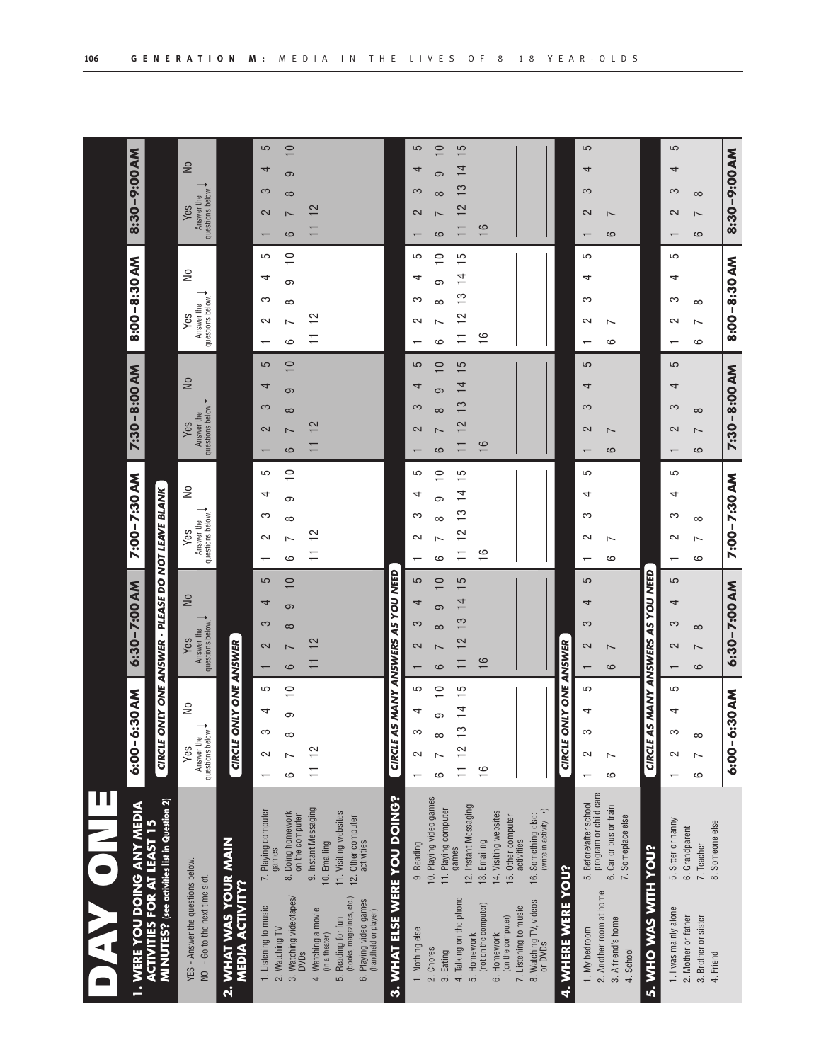# DAY ONE

## 1. WERE YOU DOING ANY MEDIA ACTIVITIES FOR AT LEAST 15 MINUTES? (see activities list in Question 2)

**CIRCLE ONLY ONE ANSWER - PLEASE DO NOT LEAVE BLANK**

YES - Answer the questions below.
NO - Go to the next time slot.

| | 6:00–6:30 AM | 6:30–7:00 AM | 7:00–7:30 AM | 7:30–8:00 AM | 8:00–8:30 AM | 8:30–9:00 AM |
|---|---|---|---|---|---|---|
| | Yes (Answer the questions below.) / No | Yes (Answer the questions below.) / No | Yes (Answer the questions below.) / No | Yes (Answer the questions below.) / No | Yes (Answer the questions below.) / No | Yes (Answer the questions below.) / No |

## 2. WHAT WAS YOUR MAIN MEDIA ACTIVITY?

**CIRCLE ONLY ONE ANSWER**

1. Listening to music
2. Watching TV
3. Watching videotapes/DVDs
4. Watching a movie (in a theater)
5. Reading for fun (books, magazines, etc.)
6. Playing video games (handheld or player)
7. Playing computer games
8. Doing homework on the computer
9. Instant Messaging
10. Emailing
11. Visiting websites
12. Other computer activities

| 6:00–6:30 AM | 6:30–7:00 AM | 7:00–7:30 AM | 7:30–8:00 AM | 8:00–8:30 AM | 8:30–9:00 AM |
|---|---|---|---|---|---|
| 1 2 3 4 5 / 6 7 8 9 10 / 11 12 | 1 2 3 4 5 / 6 7 8 9 10 / 11 12 | 1 2 3 4 5 / 6 7 8 9 10 / 11 12 | 1 2 3 4 5 / 6 7 8 9 10 / 11 12 | 1 2 3 4 5 / 6 7 8 9 10 / 11 12 | 1 2 3 4 5 / 6 7 8 9 10 / 11 12 |

## 3. WHAT ELSE WERE YOU DOING?

**CIRCLE AS MANY ANSWERS AS YOU NEED**

1. Nothing else
2. Chores
3. Eating
4. Talking on the phone
5. Homework (not on the computer)
6. Homework (on the computer)
7. Listening to music
8. Watching TV, videos or DVDs
9. Reading
10. Playing video games
11. Playing computer games
12. Instant Messaging
13. Emailing
14. Visiting websites
15. Other computer activities
16. Something else: (write in activity →)

| 6:00–6:30 AM | 6:30–7:00 AM | 7:00–7:30 AM | 7:30–8:00 AM | 8:00–8:30 AM | 8:30–9:00 AM |
|---|---|---|---|---|---|
| 1 2 3 4 5 / 6 7 8 9 10 / 11 12 13 14 15 / 16 ______ | 1 2 3 4 5 / 6 7 8 9 10 / 11 12 13 14 15 / 16 ______ | 1 2 3 4 5 / 6 7 8 9 10 / 11 12 13 14 15 / 16 ______ | 1 2 3 4 5 / 6 7 8 9 10 / 11 12 13 14 15 / 16 ______ | 1 2 3 4 5 / 6 7 8 9 10 / 11 12 13 14 15 / 16 ______ | 1 2 3 4 5 / 6 7 8 9 10 / 11 12 13 14 15 / 16 ______ |

## 4. WHERE WERE YOU?

**CIRCLE ONLY ONE ANSWER**

1. My bedroom
2. Another room at home
3. A friend's home
4. School
5. Before/after school program or child care
6. Car or bus or train
7. Someplace else

| 6:00–6:30 AM | 6:30–7:00 AM | 7:00–7:30 AM | 7:30–8:00 AM | 8:00–8:30 AM | 8:30–9:00 AM |
|---|---|---|---|---|---|
| 1 2 3 4 5 / 6 7 | 1 2 3 4 5 / 6 7 | 1 2 3 4 5 / 6 7 | 1 2 3 4 5 / 6 7 | 1 2 3 4 5 / 6 7 | 1 2 3 4 5 / 6 7 |

## 5. WHO WAS WITH YOU?

**CIRCLE AS MANY ANSWERS AS YOU NEED**

1. I was mainly alone
2. Mother or father
3. Brother or sister
4. Friend
5. Sitter or nanny
6. Grandparent
7. Teacher
8. Someone else

| 6:00–6:30 AM | 6:30–7:00 AM | 7:00–7:30 AM | 7:30–8:00 AM | 8:00–8:30 AM | 8:30–9:00 AM |
|---|---|---|---|---|---|
| 1 2 3 4 5 / 6 7 8 | 1 2 3 4 5 / 6 7 8 | 1 2 3 4 5 / 6 7 8 | 1 2 3 4 5 / 6 7 8 | 1 2 3 4 5 / 6 7 8 | 1 2 3 4 5 / 6 7 8 |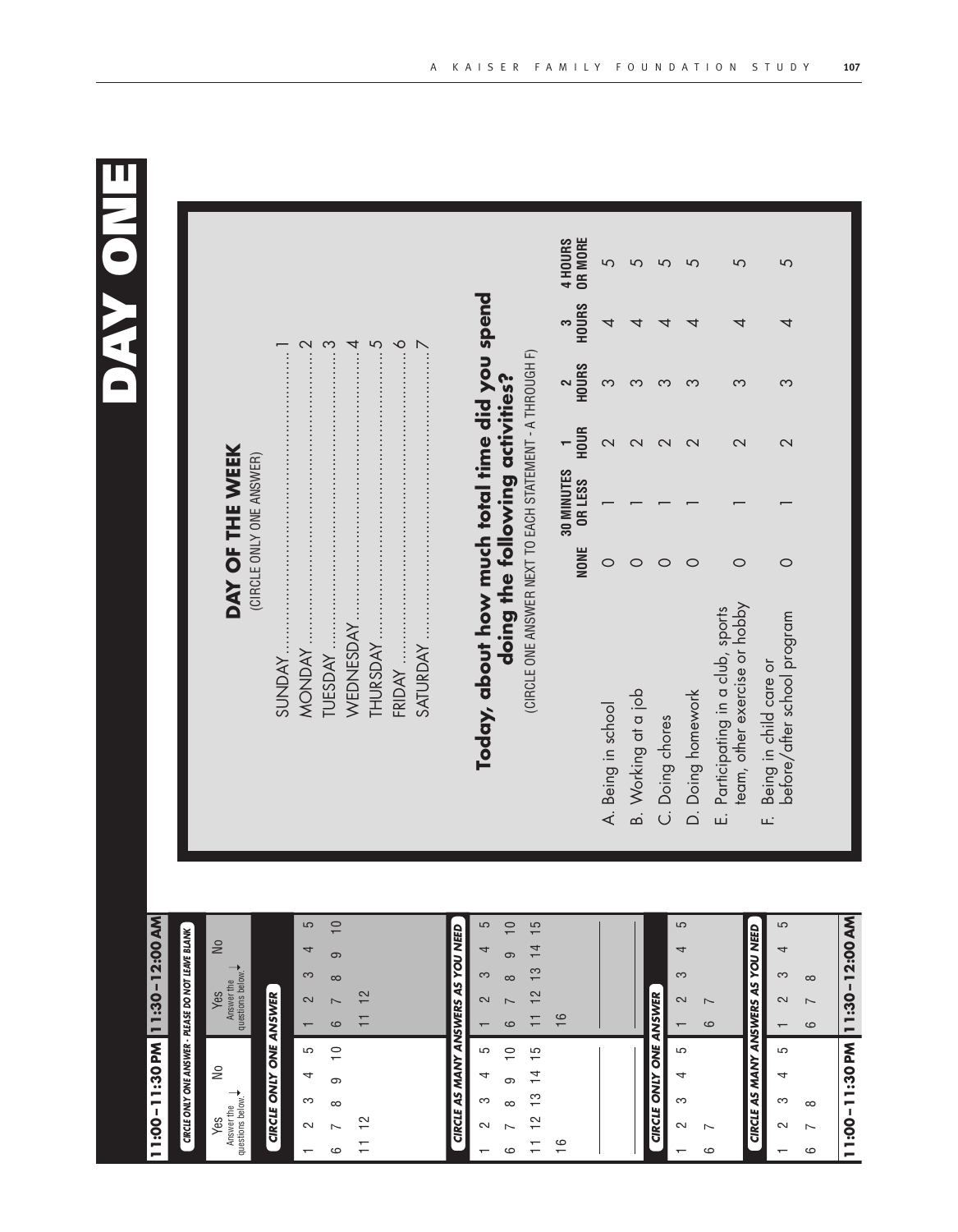# DAY ONE

## DAY OF THE WEEK

(CIRCLE ONLY ONE ANSWER)

SUNDAY .................................................. 1
MONDAY .................................................. 2
TUESDAY .................................................. 3
WEDNESDAY .............................................. 4
THURSDAY ................................................ 5
FRIDAY .................................................... 6
SATURDAY ................................................ 7

## Today, about how much total time did you spend doing the following activities?

(CIRCLE ONE ANSWER NEXT TO EACH STATEMENT - A THROUGH F)

| | NONE | 30 MINUTES OR LESS | 1 HOUR | 2 HOURS | 3 HOURS | 4 HOURS OR MORE |
|---|---|---|---|---|---|---|
| A. Being in school | 0 | 1 | 2 | 3 | 4 | 5 |
| B. Working at a job | 0 | 1 | 2 | 3 | 4 | 5 |
| C. Doing chores | 0 | 1 | 2 | 3 | 4 | 5 |
| D. Doing homework | 0 | 1 | 2 | 3 | 4 | 5 |
| E. Participating in a club, sports team, other exercise or hobby | 0 | 1 | 2 | 3 | 4 | 5 |
| F. Being in child care or before/after school program | 0 | 1 | 2 | 3 | 4 | 5 |

| 11:00–11:30 PM | 11:30–12:00 AM |
|---|---|
| ***CIRCLE ONLY ONE ANSWER - PLEASE DO NOT LEAVE BLANK*** | |
| Yes (Answer the questions below) No | Yes (Answer the questions below) No |
| ***CIRCLE ONLY ONE ANSWER*** | |
| 1 2 3 4 5 | 1 2 3 4 5 |
| 6 7 8 9 10 | 6 7 8 9 10 |
| 11 12 | 11 12 |
| ***CIRCLE AS MANY ANSWERS AS YOU NEED*** | |
| 1 2 3 4 5 | 1 2 3 4 5 |
| 6 7 8 9 10 | 6 7 8 9 10 |
| 11 12 13 14 15 | 11 12 13 14 15 |
| 16 | 16 |
| ______ | ______ |
| ______ | ______ |
| ***CIRCLE ONLY ONE ANSWER*** | |
| 1 2 3 4 5 | 1 2 3 4 5 |
| 6 7 | 6 7 |
| ***CIRCLE AS MANY ANSWERS AS YOU NEED*** | |
| 1 2 3 4 5 | 1 2 3 4 5 |
| 6 7 8 | 6 7 8 |
| 11:00–11:30 PM | 11:30–12:00 AM |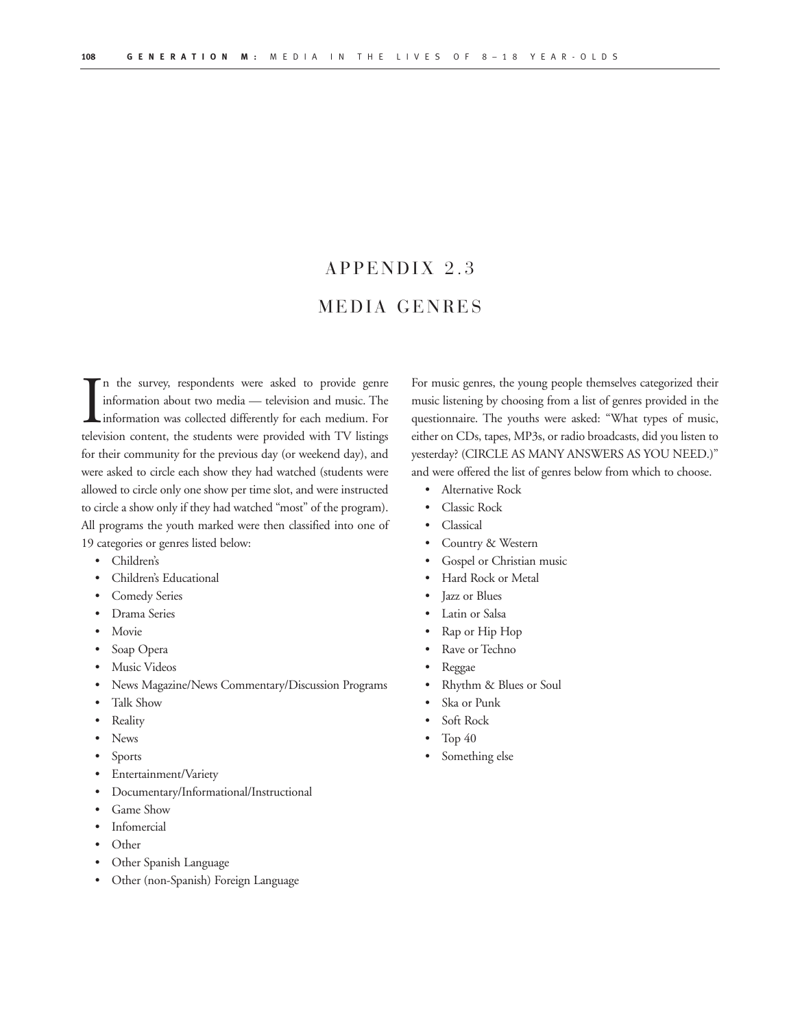# APPENDIX 2.3

## MEDIA GENRES

In the survey, respondents were asked to provide genre information about two media — television and music. The information was collected differently for each medium. For television content, the students were provided with TV listings for their community for the previous day (or weekend day), and were asked to circle each show they had watched (students were allowed to circle only one show per time slot, and were instructed to circle a show only if they had watched "most" of the program). All programs the youth marked were then classified into one of 19 categories or genres listed below:

- Children's
- Children's Educational
- Comedy Series
- Drama Series
- Movie
- Soap Opera
- Music Videos
- News Magazine/News Commentary/Discussion Programs
- Talk Show
- Reality
- News
- Sports
- Entertainment/Variety
- Documentary/Informational/Instructional
- Game Show
- Infomercial
- Other
- Other Spanish Language
- Other (non-Spanish) Foreign Language

For music genres, the young people themselves categorized their music listening by choosing from a list of genres provided in the questionnaire. The youths were asked: "What types of music, either on CDs, tapes, MP3s, or radio broadcasts, did you listen to yesterday? (CIRCLE AS MANY ANSWERS AS YOU NEED.)" and were offered the list of genres below from which to choose.

- Alternative Rock
- Classic Rock
- Classical
- Country & Western
- Gospel or Christian music
- Hard Rock or Metal
- Jazz or Blues
- Latin or Salsa
- Rap or Hip Hop
- Rave or Techno
- Reggae
- Rhythm & Blues or Soul
- Ska or Punk
- Soft Rock
- Top 40
- Something else